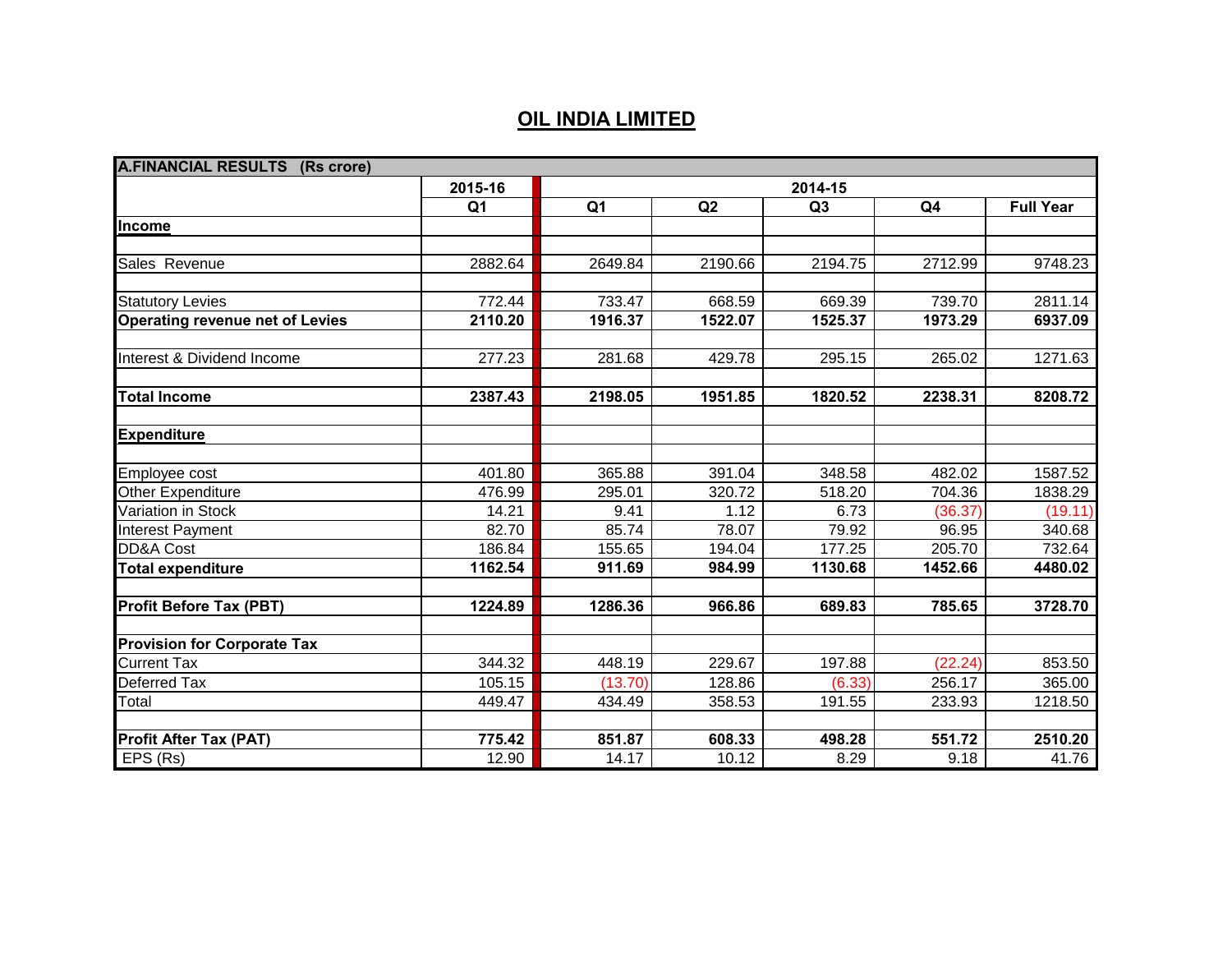# OIL INDIA LIMITED

| A.FINANCIAL RESULTS (Rs crore) | 2015-16 | 2014-15 | | | | |
|---|---|---|---|---|---|---|
| | Q1 | Q1 | Q2 | Q3 | Q4 | Full Year |
| **Income** | | | | | | |
| | | | | | | |
| Sales Revenue | 2882.64 | 2649.84 | 2190.66 | 2194.75 | 2712.99 | 9748.23 |
| | | | | | | |
| Statutory Levies | 772.44 | 733.47 | 668.59 | 669.39 | 739.70 | 2811.14 |
| **Operating revenue net of Levies** | **2110.20** | **1916.37** | **1522.07** | **1525.37** | **1973.29** | **6937.09** |
| | | | | | | |
| Interest & Dividend Income | 277.23 | 281.68 | 429.78 | 295.15 | 265.02 | 1271.63 |
| | | | | | | |
| **Total Income** | **2387.43** | **2198.05** | **1951.85** | **1820.52** | **2238.31** | **8208.72** |
| | | | | | | |
| **Expenditure** | | | | | | |
| | | | | | | |
| Employee cost | 401.80 | 365.88 | 391.04 | 348.58 | 482.02 | 1587.52 |
| Other Expenditure | 476.99 | 295.01 | 320.72 | 518.20 | 704.36 | 1838.29 |
| Variation in Stock | 14.21 | 9.41 | 1.12 | 6.73 | (36.37) | (19.11) |
| Interest Payment | 82.70 | 85.74 | 78.07 | 79.92 | 96.95 | 340.68 |
| DD&A Cost | 186.84 | 155.65 | 194.04 | 177.25 | 205.70 | 732.64 |
| **Total expenditure** | **1162.54** | **911.69** | **984.99** | **1130.68** | **1452.66** | **4480.02** |
| | | | | | | |
| **Profit Before Tax (PBT)** | **1224.89** | **1286.36** | **966.86** | **689.83** | **785.65** | **3728.70** |
| | | | | | | |
| **Provision for Corporate Tax** | | | | | | |
| Current Tax | 344.32 | 448.19 | 229.67 | 197.88 | (22.24) | 853.50 |
| Deferred Tax | 105.15 | (13.70) | 128.86 | (6.33) | 256.17 | 365.00 |
| Total | 449.47 | 434.49 | 358.53 | 191.55 | 233.93 | 1218.50 |
| | | | | | | |
| **Profit After Tax (PAT)** | **775.42** | **851.87** | **608.33** | **498.28** | **551.72** | **2510.20** |
| EPS (Rs) | 12.90 | 14.17 | 10.12 | 8.29 | 9.18 | 41.76 |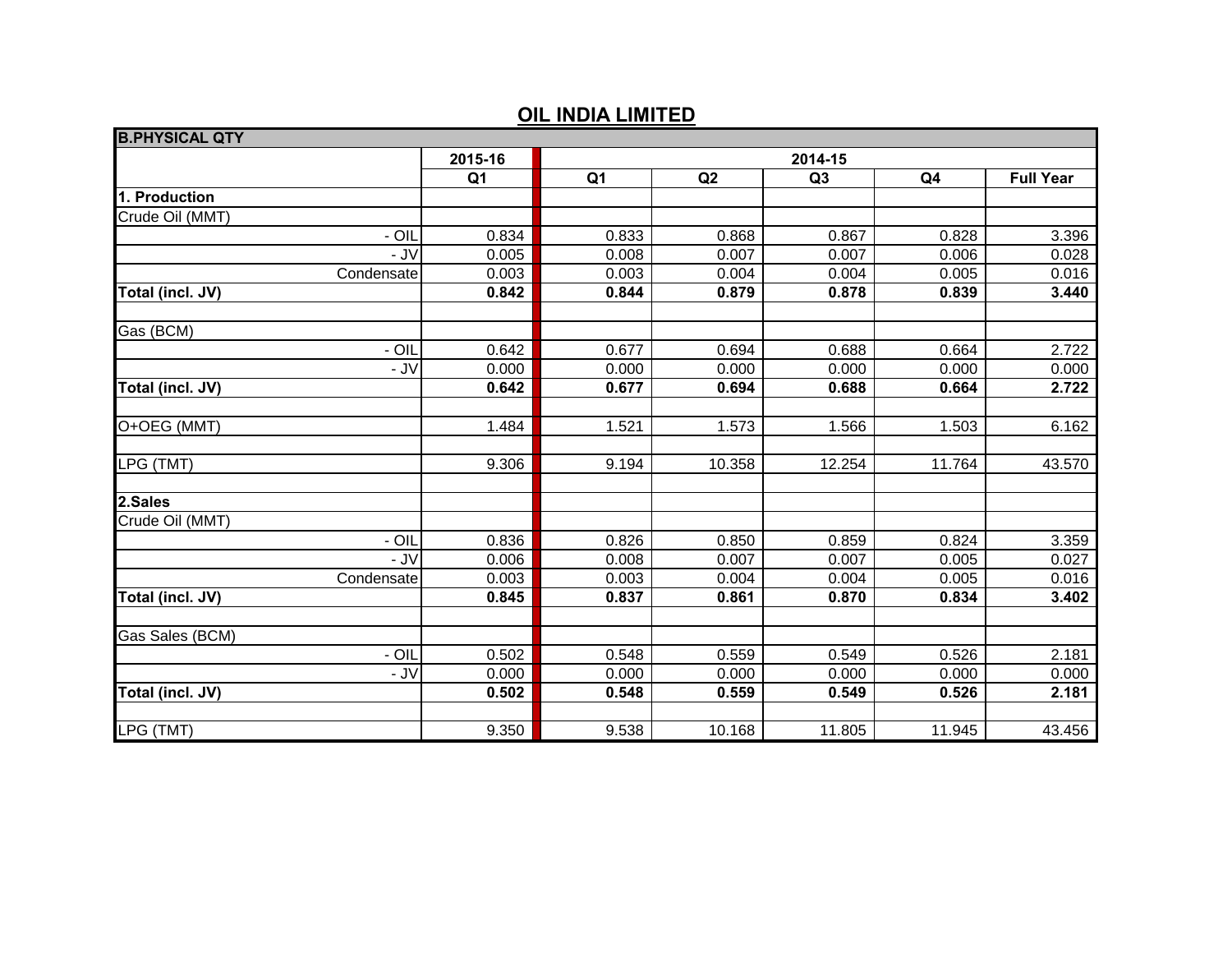## OIL INDIA LIMITED

| B.PHYSICAL QTY | | | | | | |
|---|---|---|---|---|---|---|
| | 2015-16 | 2014-15 | | | | |
| | Q1 | Q1 | Q2 | Q3 | Q4 | Full Year |
| **1. Production** | | | | | | |
| Crude Oil (MMT) | | | | | | |
| - OIL | 0.834 | 0.833 | 0.868 | 0.867 | 0.828 | 3.396 |
| - JV | 0.005 | 0.008 | 0.007 | 0.007 | 0.006 | 0.028 |
| Condensate | 0.003 | 0.003 | 0.004 | 0.004 | 0.005 | 0.016 |
| **Total (incl. JV)** | **0.842** | **0.844** | **0.879** | **0.878** | **0.839** | **3.440** |
| | | | | | | |
| Gas (BCM) | | | | | | |
| - OIL | 0.642 | 0.677 | 0.694 | 0.688 | 0.664 | 2.722 |
| - JV | 0.000 | 0.000 | 0.000 | 0.000 | 0.000 | 0.000 |
| **Total (incl. JV)** | **0.642** | **0.677** | **0.694** | **0.688** | **0.664** | **2.722** |
| | | | | | | |
| O+OEG (MMT) | 1.484 | 1.521 | 1.573 | 1.566 | 1.503 | 6.162 |
| | | | | | | |
| LPG (TMT) | 9.306 | 9.194 | 10.358 | 12.254 | 11.764 | 43.570 |
| | | | | | | |
| **2.Sales** | | | | | | |
| Crude Oil (MMT) | | | | | | |
| - OIL | 0.836 | 0.826 | 0.850 | 0.859 | 0.824 | 3.359 |
| - JV | 0.006 | 0.008 | 0.007 | 0.007 | 0.005 | 0.027 |
| Condensate | 0.003 | 0.003 | 0.004 | 0.004 | 0.005 | 0.016 |
| **Total (incl. JV)** | **0.845** | **0.837** | **0.861** | **0.870** | **0.834** | **3.402** |
| | | | | | | |
| Gas Sales (BCM) | | | | | | |
| - OIL | 0.502 | 0.548 | 0.559 | 0.549 | 0.526 | 2.181 |
| - JV | 0.000 | 0.000 | 0.000 | 0.000 | 0.000 | 0.000 |
| **Total (incl. JV)** | **0.502** | **0.548** | **0.559** | **0.549** | **0.526** | **2.181** |
| | | | | | | |
| LPG (TMT) | 9.350 | 9.538 | 10.168 | 11.805 | 11.945 | 43.456 |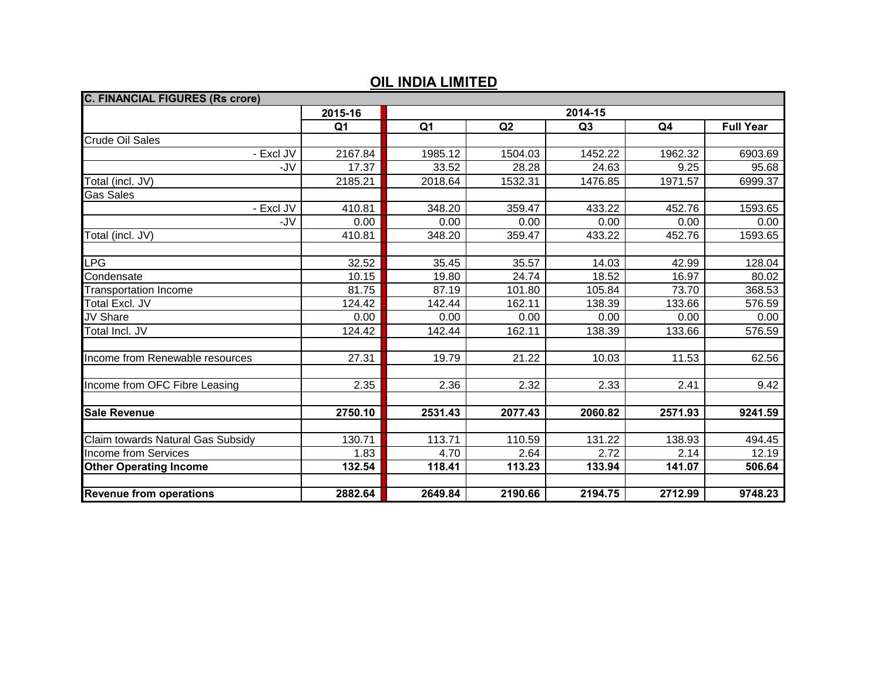# OIL INDIA LIMITED

| C. FINANCIAL FIGURES (Rs crore) | | | | | | |
|---|---|---|---|---|---|---|
| | 2015-16 | 2014-15 | | | | |
| | Q1 | Q1 | Q2 | Q3 | Q4 | Full Year |
| Crude Oil Sales | | | | | | |
| - Excl JV | 2167.84 | 1985.12 | 1504.03 | 1452.22 | 1962.32 | 6903.69 |
| -JV | 17.37 | 33.52 | 28.28 | 24.63 | 9.25 | 95.68 |
| Total (incl. JV) | 2185.21 | 2018.64 | 1532.31 | 1476.85 | 1971.57 | 6999.37 |
| Gas Sales | | | | | | |
| - Excl JV | 410.81 | 348.20 | 359.47 | 433.22 | 452.76 | 1593.65 |
| -JV | 0.00 | 0.00 | 0.00 | 0.00 | 0.00 | 0.00 |
| Total (incl. JV) | 410.81 | 348.20 | 359.47 | 433.22 | 452.76 | 1593.65 |
| | | | | | | |
| LPG | 32.52 | 35.45 | 35.57 | 14.03 | 42.99 | 128.04 |
| Condensate | 10.15 | 19.80 | 24.74 | 18.52 | 16.97 | 80.02 |
| Transportation Income | 81.75 | 87.19 | 101.80 | 105.84 | 73.70 | 368.53 |
| Total Excl. JV | 124.42 | 142.44 | 162.11 | 138.39 | 133.66 | 576.59 |
| JV Share | 0.00 | 0.00 | 0.00 | 0.00 | 0.00 | 0.00 |
| Total Incl. JV | 124.42 | 142.44 | 162.11 | 138.39 | 133.66 | 576.59 |
| | | | | | | |
| Income from Renewable resources | 27.31 | 19.79 | 21.22 | 10.03 | 11.53 | 62.56 |
| | | | | | | |
| Income from OFC Fibre Leasing | 2.35 | 2.36 | 2.32 | 2.33 | 2.41 | 9.42 |
| | | | | | | |
| **Sale Revenue** | **2750.10** | **2531.43** | **2077.43** | **2060.82** | **2571.93** | **9241.59** |
| | | | | | | |
| Claim towards Natural Gas Subsidy | 130.71 | 113.71 | 110.59 | 131.22 | 138.93 | 494.45 |
| Income from Services | 1.83 | 4.70 | 2.64 | 2.72 | 2.14 | 12.19 |
| **Other Operating Income** | **132.54** | **118.41** | **113.23** | **133.94** | **141.07** | **506.64** |
| | | | | | | |
| **Revenue from operations** | **2882.64** | **2649.84** | **2190.66** | **2194.75** | **2712.99** | **9748.23** |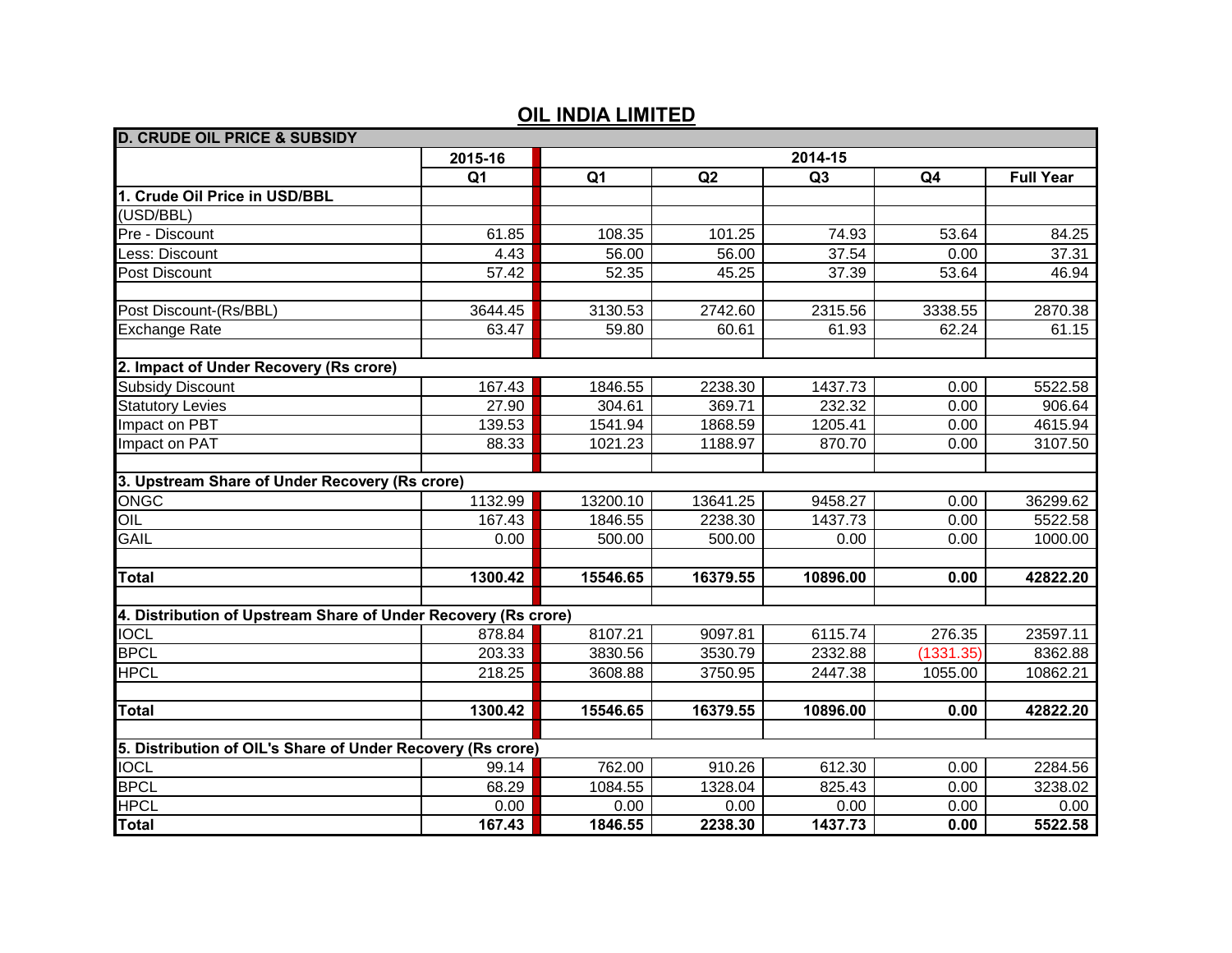# OIL INDIA LIMITED

| D. CRUDE OIL PRICE & SUBSIDY | 2015-16 | 2014-15 | | | | |
|---|---|---|---|---|---|---|
| | Q1 | Q1 | Q2 | Q3 | Q4 | Full Year |
| **1. Crude Oil Price in USD/BBL** | | | | | | |
| (USD/BBL) | | | | | | |
| Pre - Discount | 61.85 | 108.35 | 101.25 | 74.93 | 53.64 | 84.25 |
| Less: Discount | 4.43 | 56.00 | 56.00 | 37.54 | 0.00 | 37.31 |
| Post Discount | 57.42 | 52.35 | 45.25 | 37.39 | 53.64 | 46.94 |
| | | | | | | |
| Post Discount-(Rs/BBL) | 3644.45 | 3130.53 | 2742.60 | 2315.56 | 3338.55 | 2870.38 |
| Exchange Rate | 63.47 | 59.80 | 60.61 | 61.93 | 62.24 | 61.15 |
| | | | | | | |
| **2. Impact of Under Recovery (Rs crore)** | | | | | | |
| Subsidy Discount | 167.43 | 1846.55 | 2238.30 | 1437.73 | 0.00 | 5522.58 |
| Statutory Levies | 27.90 | 304.61 | 369.71 | 232.32 | 0.00 | 906.64 |
| Impact on PBT | 139.53 | 1541.94 | 1868.59 | 1205.41 | 0.00 | 4615.94 |
| Impact on PAT | 88.33 | 1021.23 | 1188.97 | 870.70 | 0.00 | 3107.50 |
| | | | | | | |
| **3. Upstream Share of Under Recovery (Rs crore)** | | | | | | |
| ONGC | 1132.99 | 13200.10 | 13641.25 | 9458.27 | 0.00 | 36299.62 |
| OIL | 167.43 | 1846.55 | 2238.30 | 1437.73 | 0.00 | 5522.58 |
| GAIL | 0.00 | 500.00 | 500.00 | 0.00 | 0.00 | 1000.00 |
| | | | | | | |
| **Total** | **1300.42** | **15546.65** | **16379.55** | **10896.00** | **0.00** | **42822.20** |
| | | | | | | |
| **4. Distribution of Upstream Share of Under Recovery (Rs crore)** | | | | | | |
| IOCL | 878.84 | 8107.21 | 9097.81 | 6115.74 | 276.35 | 23597.11 |
| BPCL | 203.33 | 3830.56 | 3530.79 | 2332.88 | (1331.35) | 8362.88 |
| HPCL | 218.25 | 3608.88 | 3750.95 | 2447.38 | 1055.00 | 10862.21 |
| | | | | | | |
| **Total** | **1300.42** | **15546.65** | **16379.55** | **10896.00** | **0.00** | **42822.20** |
| | | | | | | |
| **5. Distribution of OIL's Share of Under Recovery (Rs crore)** | | | | | | |
| IOCL | 99.14 | 762.00 | 910.26 | 612.30 | 0.00 | 2284.56 |
| BPCL | 68.29 | 1084.55 | 1328.04 | 825.43 | 0.00 | 3238.02 |
| HPCL | 0.00 | 0.00 | 0.00 | 0.00 | 0.00 | 0.00 |
| **Total** | **167.43** | **1846.55** | **2238.30** | **1437.73** | **0.00** | **5522.58** |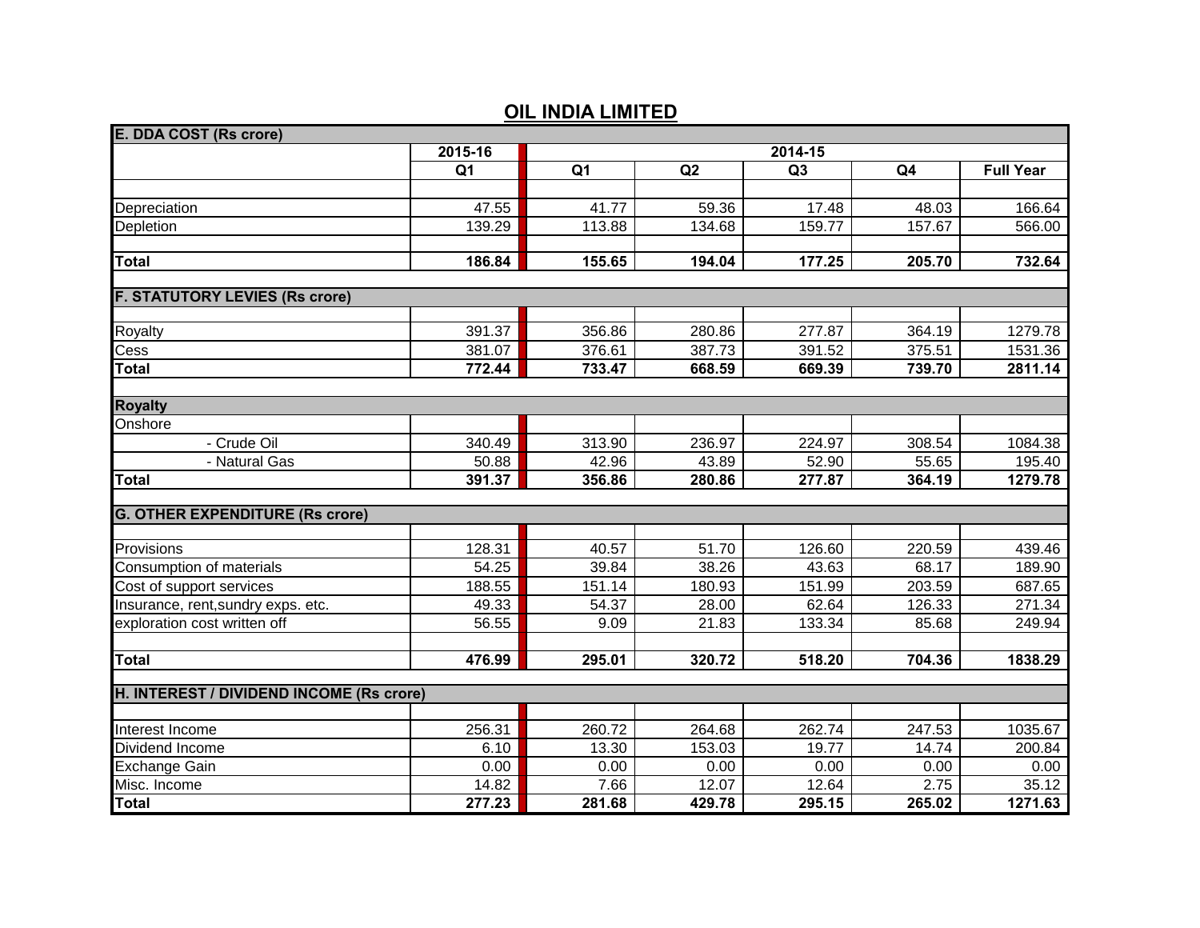# OIL INDIA LIMITED

| E. DDA COST (Rs crore) | | | | | | |
|---|---|---|---|---|---|---|
| | 2015-16 | 2014-15 | | | | |
| | Q1 | Q1 | Q2 | Q3 | Q4 | Full Year |
| | | | | | | |
| Depreciation | 47.55 | 41.77 | 59.36 | 17.48 | 48.03 | 166.64 |
| Depletion | 139.29 | 113.88 | 134.68 | 159.77 | 157.67 | 566.00 |
| | | | | | | |
| **Total** | **186.84** | **155.65** | **194.04** | **177.25** | **205.70** | **732.64** |
| | | | | | | |
| **F. STATUTORY LEVIES (Rs crore)** | | | | | | |
| | | | | | | |
| Royalty | 391.37 | 356.86 | 280.86 | 277.87 | 364.19 | 1279.78 |
| Cess | 381.07 | 376.61 | 387.73 | 391.52 | 375.51 | 1531.36 |
| **Total** | **772.44** | **733.47** | **668.59** | **669.39** | **739.70** | **2811.14** |
| | | | | | | |
| **Royalty** | | | | | | |
| Onshore | | | | | | |
| - Crude Oil | 340.49 | 313.90 | 236.97 | 224.97 | 308.54 | 1084.38 |
| - Natural Gas | 50.88 | 42.96 | 43.89 | 52.90 | 55.65 | 195.40 |
| **Total** | **391.37** | **356.86** | **280.86** | **277.87** | **364.19** | **1279.78** |
| | | | | | | |
| **G. OTHER EXPENDITURE (Rs crore)** | | | | | | |
| | | | | | | |
| Provisions | 128.31 | 40.57 | 51.70 | 126.60 | 220.59 | 439.46 |
| Consumption of materials | 54.25 | 39.84 | 38.26 | 43.63 | 68.17 | 189.90 |
| Cost of support services | 188.55 | 151.14 | 180.93 | 151.99 | 203.59 | 687.65 |
| Insurance, rent,sundry exps. etc. | 49.33 | 54.37 | 28.00 | 62.64 | 126.33 | 271.34 |
| exploration cost written off | 56.55 | 9.09 | 21.83 | 133.34 | 85.68 | 249.94 |
| | | | | | | |
| **Total** | **476.99** | **295.01** | **320.72** | **518.20** | **704.36** | **1838.29** |
| | | | | | | |
| **H. INTEREST / DIVIDEND INCOME (Rs crore)** | | | | | | |
| | | | | | | |
| Interest Income | 256.31 | 260.72 | 264.68 | 262.74 | 247.53 | 1035.67 |
| Dividend Income | 6.10 | 13.30 | 153.03 | 19.77 | 14.74 | 200.84 |
| Exchange Gain | 0.00 | 0.00 | 0.00 | 0.00 | 0.00 | 0.00 |
| Misc. Income | 14.82 | 7.66 | 12.07 | 12.64 | 2.75 | 35.12 |
| **Total** | **277.23** | **281.68** | **429.78** | **295.15** | **265.02** | **1271.63** |